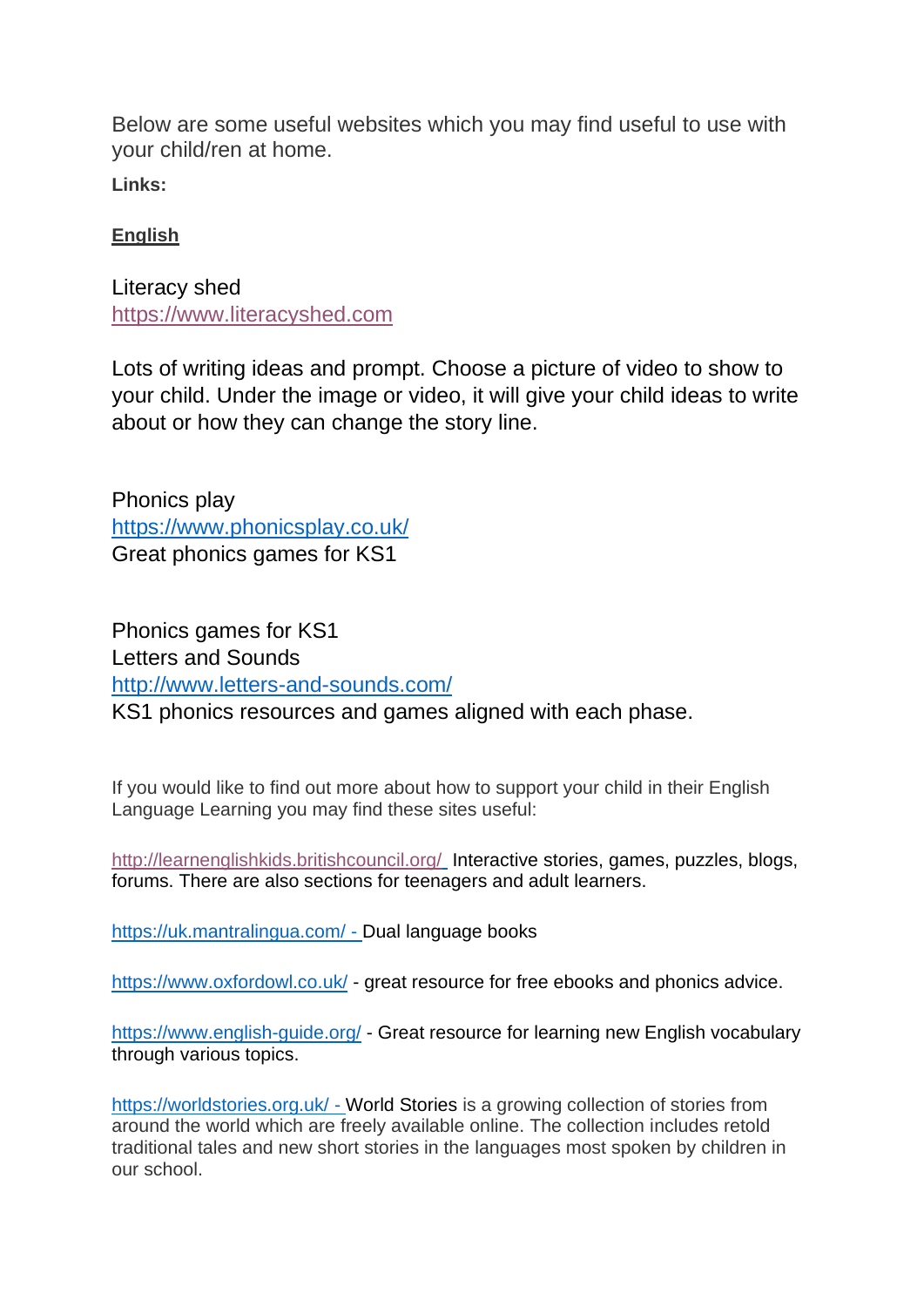Below are some useful websites which you may find useful to use with your child/ren at home.

**Links:**

**English**

Literacy shed
https://www.literacyshed.com

Lots of writing ideas and prompt. Choose a picture of video to show to your child. Under the image or video, it will give your child ideas to write about or how they can change the story line.

Phonics play
https://www.phonicsplay.co.uk/
Great phonics games for KS1

Phonics games for KS1
Letters and Sounds
http://www.letters-and-sounds.com/
KS1 phonics resources and games aligned with each phase.

If you would like to find out more about how to support your child in their English Language Learning you may find these sites useful:

http://learnenglishkids.britishcouncil.org/ Interactive stories, games, puzzles, blogs, forums. There are also sections for teenagers and adult learners.

https://uk.mantralingua.com/ - Dual language books

https://www.oxfordowl.co.uk/ - great resource for free ebooks and phonics advice.

https://www.english-guide.org/ - Great resource for learning new English vocabulary through various topics.

https://worldstories.org.uk/ - World Stories is a growing collection of stories from around the world which are freely available online. The collection includes retold traditional tales and new short stories in the languages most spoken by children in our school.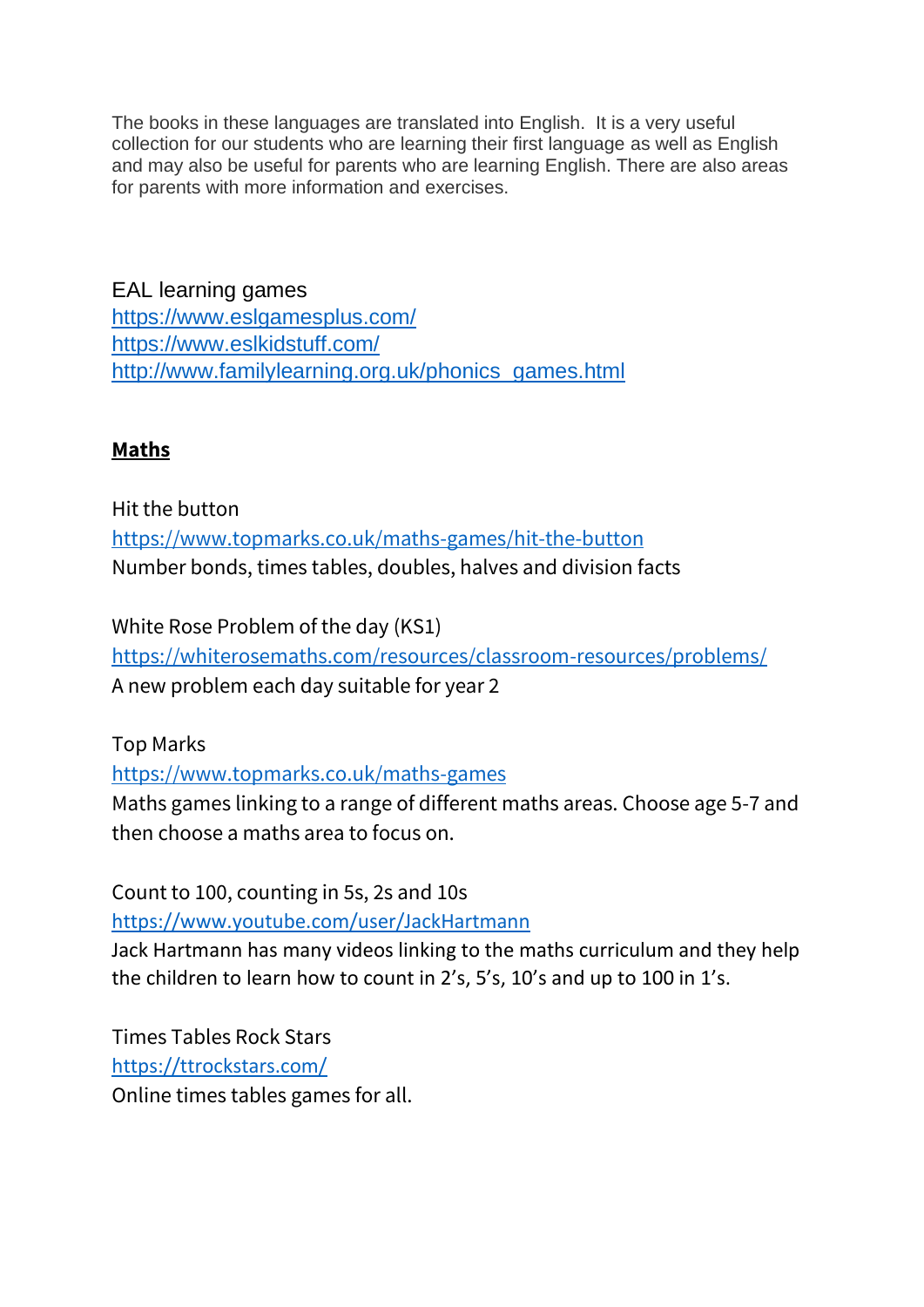The books in these languages are translated into English. It is a very useful collection for our students who are learning their first language as well as English and may also be useful for parents who are learning English. There are also areas for parents with more information and exercises.

EAL learning games
https://www.eslgamesplus.com/
https://www.eslkidstuff.com/
http://www.familylearning.org.uk/phonics_games.html

**Maths**

Hit the button
https://www.topmarks.co.uk/maths-games/hit-the-button
Number bonds, times tables, doubles, halves and division facts

White Rose Problem of the day (KS1)
https://whiterosemaths.com/resources/classroom-resources/problems/
A new problem each day suitable for year 2

Top Marks
https://www.topmarks.co.uk/maths-games
Maths games linking to a range of different maths areas. Choose age 5-7 and then choose a maths area to focus on.

Count to 100, counting in 5s, 2s and 10s
https://www.youtube.com/user/JackHartmann
Jack Hartmann has many videos linking to the maths curriculum and they help the children to learn how to count in 2's, 5's, 10's and up to 100 in 1's.

Times Tables Rock Stars
https://ttrockstars.com/
Online times tables games for all.